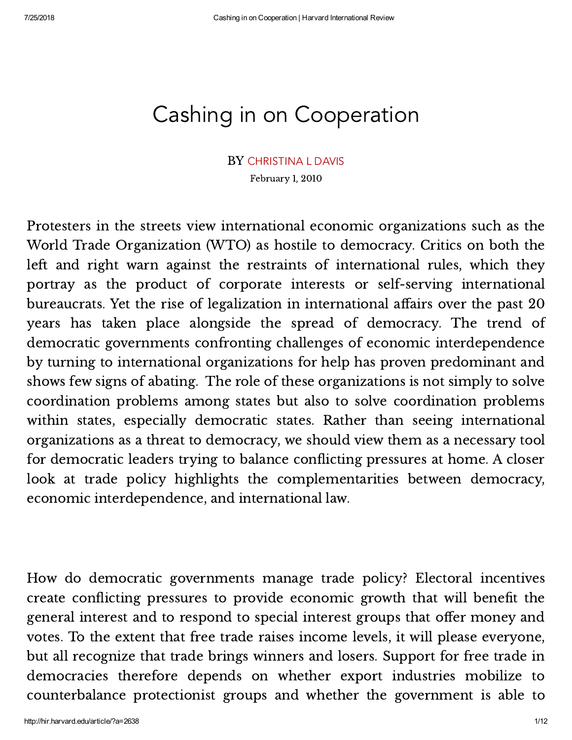# Cashing in on Cooperation

BY CHRISTINA L DAVIS

February 1, 2010

Protesters in the streets view international economic organizations such as the World Trade Organization (WTO) as hostile to democracy. Critics on both the left and right warn against the restraints of international rules, which they portray as the product of corporate interests or self-serving international bureaucrats. Yet the rise of legalization in international affairs over the past 20 years has taken place alongside the spread of democracy. The trend of democratic governments confronting challenges of economic interdependence by turning to international organizations for help has proven predominant and shows few signs of abating. The role of these organizations is not simply to solve coordination problems among states but also to solve coordination problems within states, especially democratic states. Rather than seeing international organizations as a threat to democracy, we should view them as a necessary tool for democratic leaders trying to balance conflicting pressures at home. A closer look at trade policy highlights the complementarities between democracy, economic interdependence, and international law.

How do democratic governments manage trade policy? Electoral incentives create conflicting pressures to provide economic growth that will benefit the general interest and to respond to special interest groups that offer money and votes. To the extent that free trade raises income levels, it will please everyone, but all recognize that trade brings winners and losers. Support for free trade in democracies therefore depends on whether export industries mobilize to counterbalance protectionist groups and whether the government is able to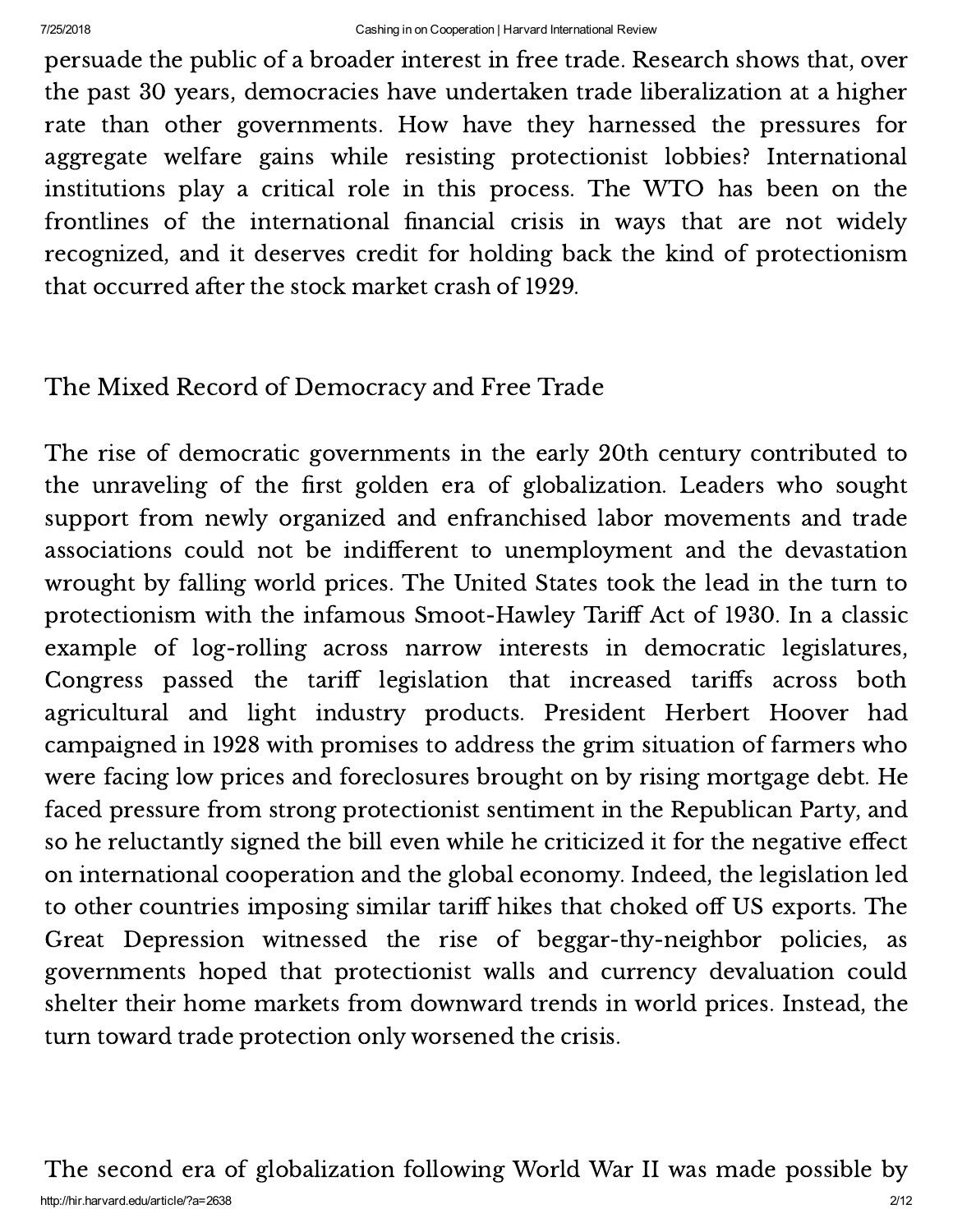persuade the public of a broader interest in free trade. Research shows that, over the past 30 years, democracies have undertaken trade liberalization at a higher rate than other governments. How have they harnessed the pressures for aggregate welfare gains while resisting protectionist lobbies? International institutions play a critical role in this process. The WTO has been on the frontlines of the international financial crisis in ways that are not widely recognized, and it deserves credit for holding back the kind of protectionism that occurred after the stock market crash of 1929.

## The Mixed Record of Democracy and Free Trade

The rise of democratic governments in the early 20th century contributed to the unraveling of the first golden era of globalization. Leaders who sought support from newly organized and enfranchised labor movements and trade associations could not be indifferent to unemployment and the devastation wrought by falling world prices. The United States took the lead in the turn to protectionism with the infamous Smoot-Hawley Tariff Act of 1930. In a classic example of log-rolling across narrow interests in democratic legislatures, Congress passed the tariff legislation that increased tariffs across both agricultural and light industry products. President Herbert Hoover had campaigned in 1928 with promises to address the grim situation of farmers who were facing low prices and foreclosures brought on by rising mortgage debt. He faced pressure from strong protectionist sentiment in the Republican Party, and so he reluctantly signed the bill even while he criticized it for the negative effect on international cooperation and the global economy. Indeed, the legislation led to other countries imposing similar tariff hikes that choked off US exports. The Great Depression witnessed the rise of beggar-thy-neighbor policies, as governments hoped that protectionist walls and currency devaluation could shelter their home markets from downward trends in world prices. Instead, the turn toward trade protection only worsened the crisis.

The second era of globalization following World War II was made possible by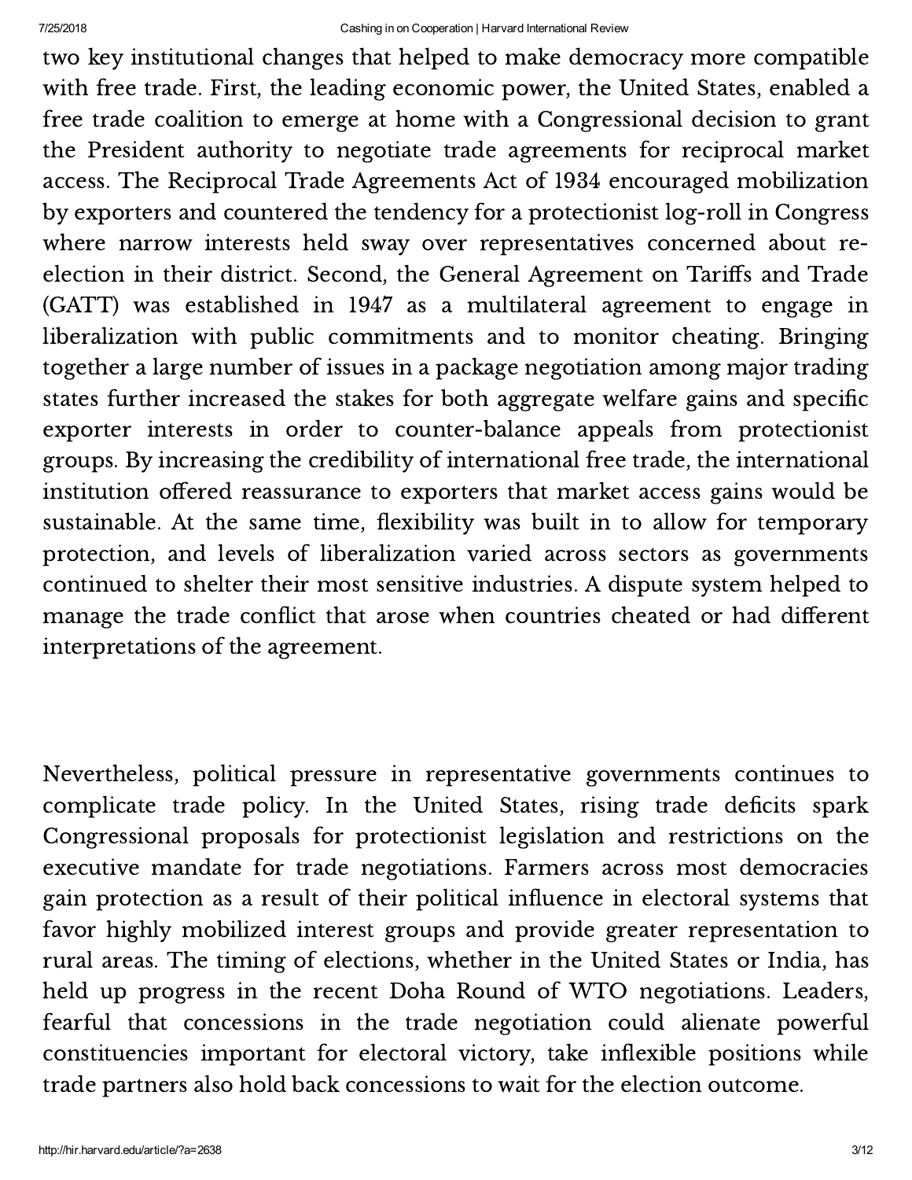two key institutional changes that helped to make democracy more compatible with free trade. First, the leading economic power, the United States, enabled a free trade coalition to emerge at home with a Congressional decision to grant the President authority to negotiate trade agreements for reciprocal market access. The Reciprocal Trade Agreements Act of 1934 encouraged mobilization by exporters and countered the tendency for a protectionist log-roll in Congress where narrow interests held sway over representatives concerned about re-election in their district. Second, the General Agreement on Tariffs and Trade (GATT) was established in 1947 as a multilateral agreement to engage in liberalization with public commitments and to monitor cheating. Bringing together a large number of issues in a package negotiation among major trading states further increased the stakes for both aggregate welfare gains and specific exporter interests in order to counter-balance appeals from protectionist groups. By increasing the credibility of international free trade, the international institution offered reassurance to exporters that market access gains would be sustainable. At the same time, flexibility was built in to allow for temporary protection, and levels of liberalization varied across sectors as governments continued to shelter their most sensitive industries. A dispute system helped to manage the trade conflict that arose when countries cheated or had different interpretations of the agreement.

Nevertheless, political pressure in representative governments continues to complicate trade policy. In the United States, rising trade deficits spark Congressional proposals for protectionist legislation and restrictions on the executive mandate for trade negotiations. Farmers across most democracies gain protection as a result of their political influence in electoral systems that favor highly mobilized interest groups and provide greater representation to rural areas. The timing of elections, whether in the United States or India, has held up progress in the recent Doha Round of WTO negotiations. Leaders, fearful that concessions in the trade negotiation could alienate powerful constituencies important for electoral victory, take inflexible positions while trade partners also hold back concessions to wait for the election outcome.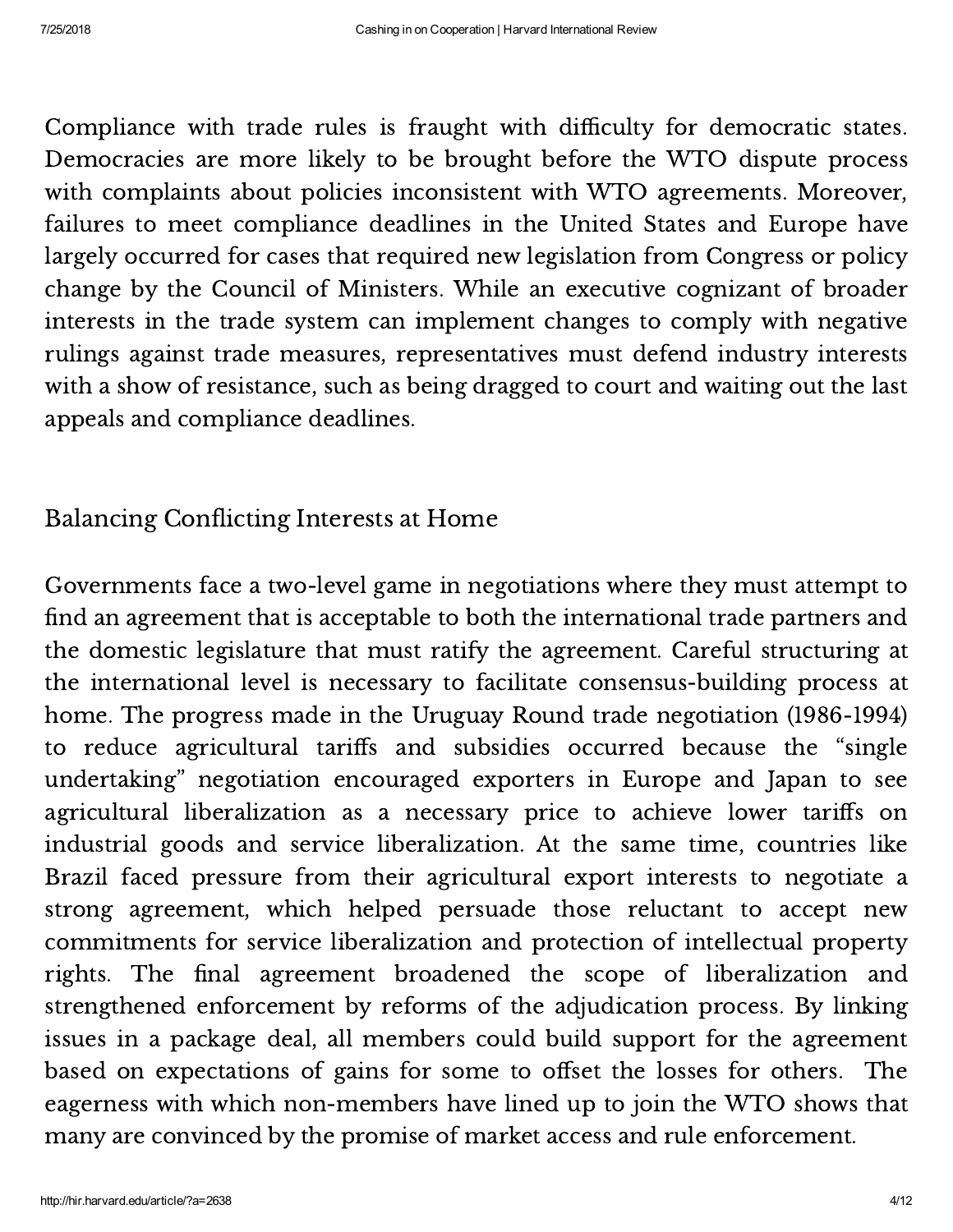Compliance with trade rules is fraught with difficulty for democratic states. Democracies are more likely to be brought before the WTO dispute process with complaints about policies inconsistent with WTO agreements. Moreover, failures to meet compliance deadlines in the United States and Europe have largely occurred for cases that required new legislation from Congress or policy change by the Council of Ministers. While an executive cognizant of broader interests in the trade system can implement changes to comply with negative rulings against trade measures, representatives must defend industry interests with a show of resistance, such as being dragged to court and waiting out the last appeals and compliance deadlines.

## Balancing Conflicting Interests at Home

Governments face a two-level game in negotiations where they must attempt to find an agreement that is acceptable to both the international trade partners and the domestic legislature that must ratify the agreement. Careful structuring at the international level is necessary to facilitate consensus-building process at home. The progress made in the Uruguay Round trade negotiation (1986-1994) to reduce agricultural tariffs and subsidies occurred because the "single undertaking" negotiation encouraged exporters in Europe and Japan to see agricultural liberalization as a necessary price to achieve lower tariffs on industrial goods and service liberalization. At the same time, countries like Brazil faced pressure from their agricultural export interests to negotiate a strong agreement, which helped persuade those reluctant to accept new commitments for service liberalization and protection of intellectual property rights. The final agreement broadened the scope of liberalization and strengthened enforcement by reforms of the adjudication process. By linking issues in a package deal, all members could build support for the agreement based on expectations of gains for some to offset the losses for others. The eagerness with which non-members have lined up to join the WTO shows that many are convinced by the promise of market access and rule enforcement.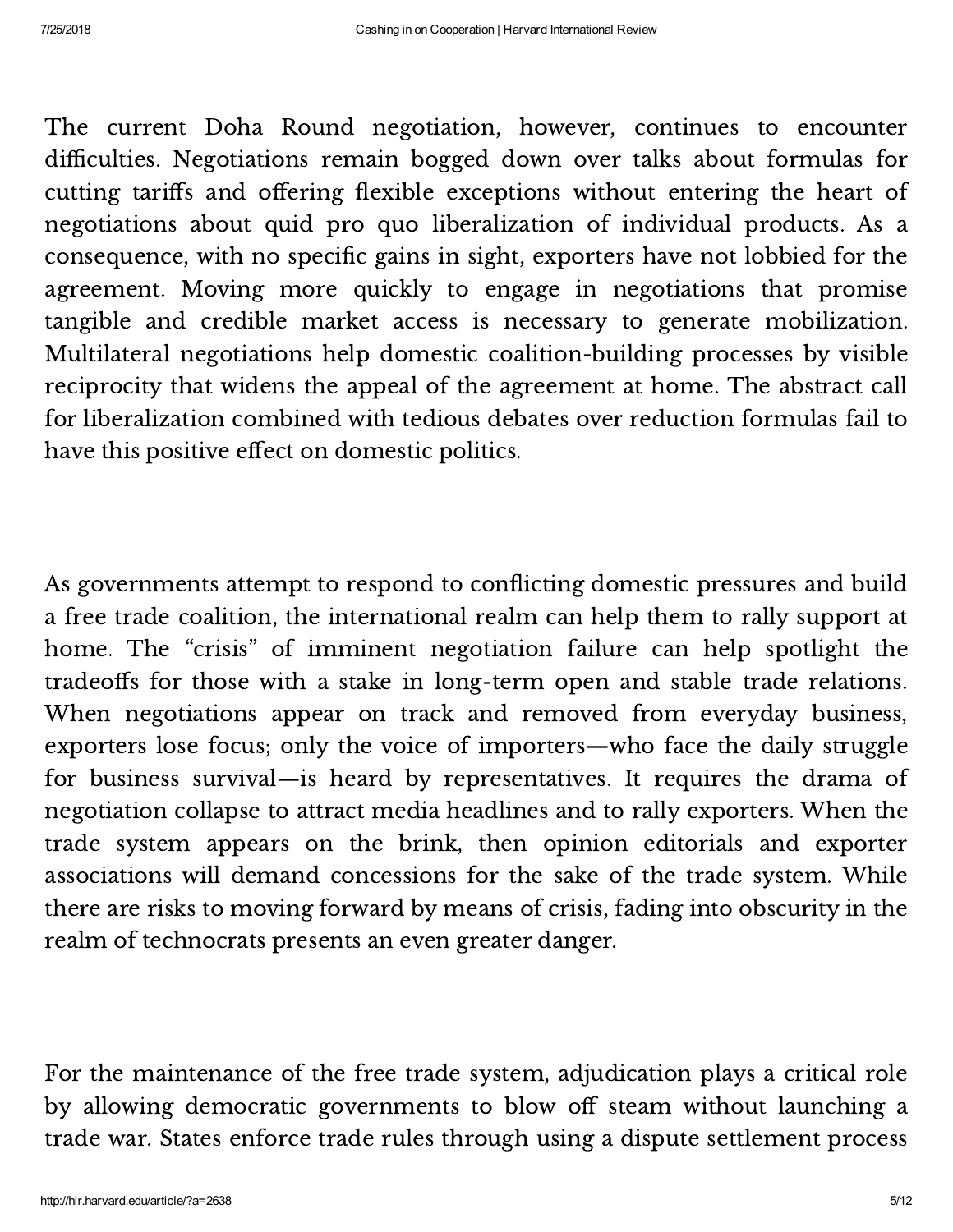The current Doha Round negotiation, however, continues to encounter difficulties. Negotiations remain bogged down over talks about formulas for cutting tariffs and offering flexible exceptions without entering the heart of negotiations about quid pro quo liberalization of individual products. As a consequence, with no specific gains in sight, exporters have not lobbied for the agreement. Moving more quickly to engage in negotiations that promise tangible and credible market access is necessary to generate mobilization. Multilateral negotiations help domestic coalition-building processes by visible reciprocity that widens the appeal of the agreement at home. The abstract call for liberalization combined with tedious debates over reduction formulas fail to have this positive effect on domestic politics.

As governments attempt to respond to conflicting domestic pressures and build a free trade coalition, the international realm can help them to rally support at home. The "crisis" of imminent negotiation failure can help spotlight the tradeoffs for those with a stake in long-term open and stable trade relations. When negotiations appear on track and removed from everyday business, exporters lose focus; only the voice of importers—who face the daily struggle for business survival—is heard by representatives. It requires the drama of negotiation collapse to attract media headlines and to rally exporters. When the trade system appears on the brink, then opinion editorials and exporter associations will demand concessions for the sake of the trade system. While there are risks to moving forward by means of crisis, fading into obscurity in the realm of technocrats presents an even greater danger.

For the maintenance of the free trade system, adjudication plays a critical role by allowing democratic governments to blow off steam without launching a trade war. States enforce trade rules through using a dispute settlement process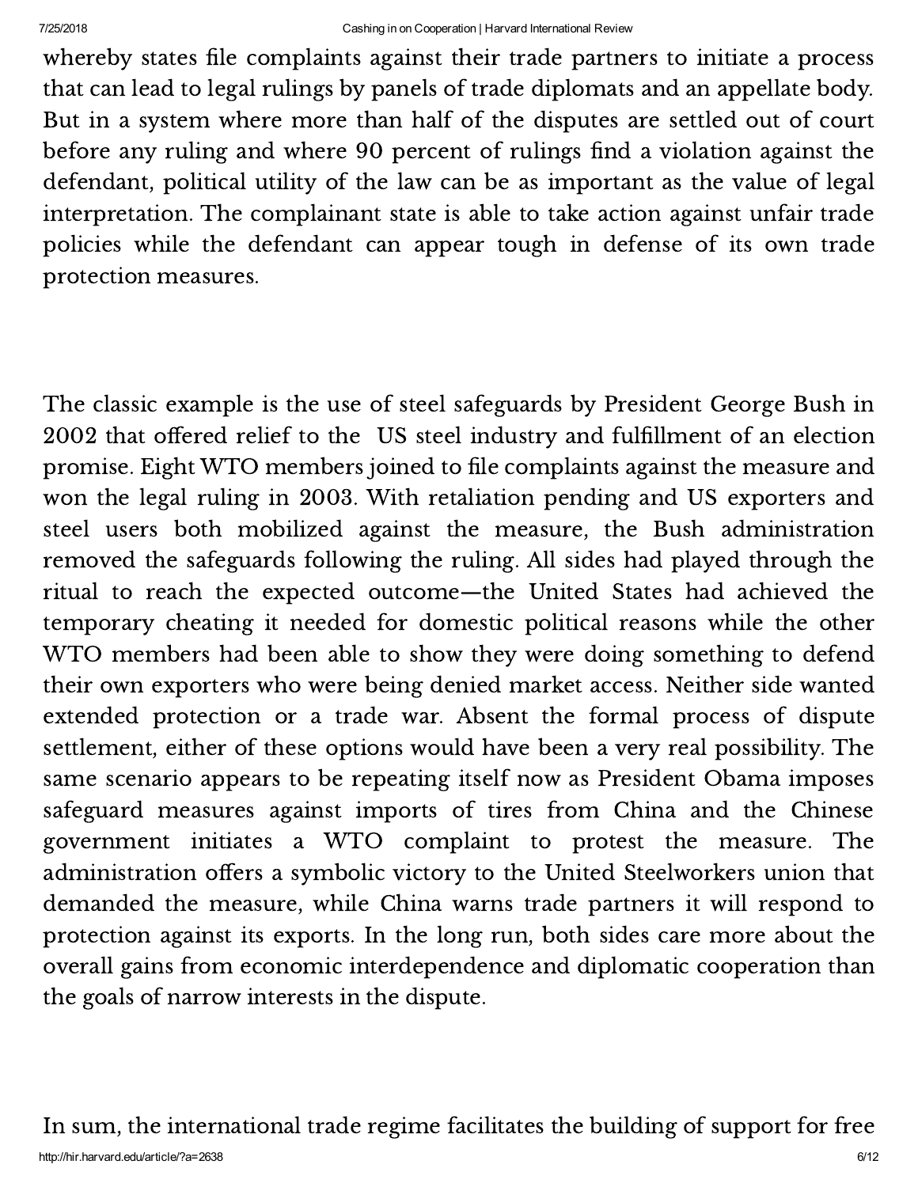whereby states file complaints against their trade partners to initiate a process that can lead to legal rulings by panels of trade diplomats and an appellate body. But in a system where more than half of the disputes are settled out of court before any ruling and where 90 percent of rulings find a violation against the defendant, political utility of the law can be as important as the value of legal interpretation. The complainant state is able to take action against unfair trade policies while the defendant can appear tough in defense of its own trade protection measures.

The classic example is the use of steel safeguards by President George Bush in 2002 that offered relief to the US steel industry and fulfillment of an election promise. Eight WTO members joined to file complaints against the measure and won the legal ruling in 2003. With retaliation pending and US exporters and steel users both mobilized against the measure, the Bush administration removed the safeguards following the ruling. All sides had played through the ritual to reach the expected outcome—the United States had achieved the temporary cheating it needed for domestic political reasons while the other WTO members had been able to show they were doing something to defend their own exporters who were being denied market access. Neither side wanted extended protection or a trade war. Absent the formal process of dispute settlement, either of these options would have been a very real possibility. The same scenario appears to be repeating itself now as President Obama imposes safeguard measures against imports of tires from China and the Chinese government initiates a WTO complaint to protest the measure. The administration offers a symbolic victory to the United Steelworkers union that demanded the measure, while China warns trade partners it will respond to protection against its exports. In the long run, both sides care more about the overall gains from economic interdependence and diplomatic cooperation than the goals of narrow interests in the dispute.

In sum, the international trade regime facilitates the building of support for free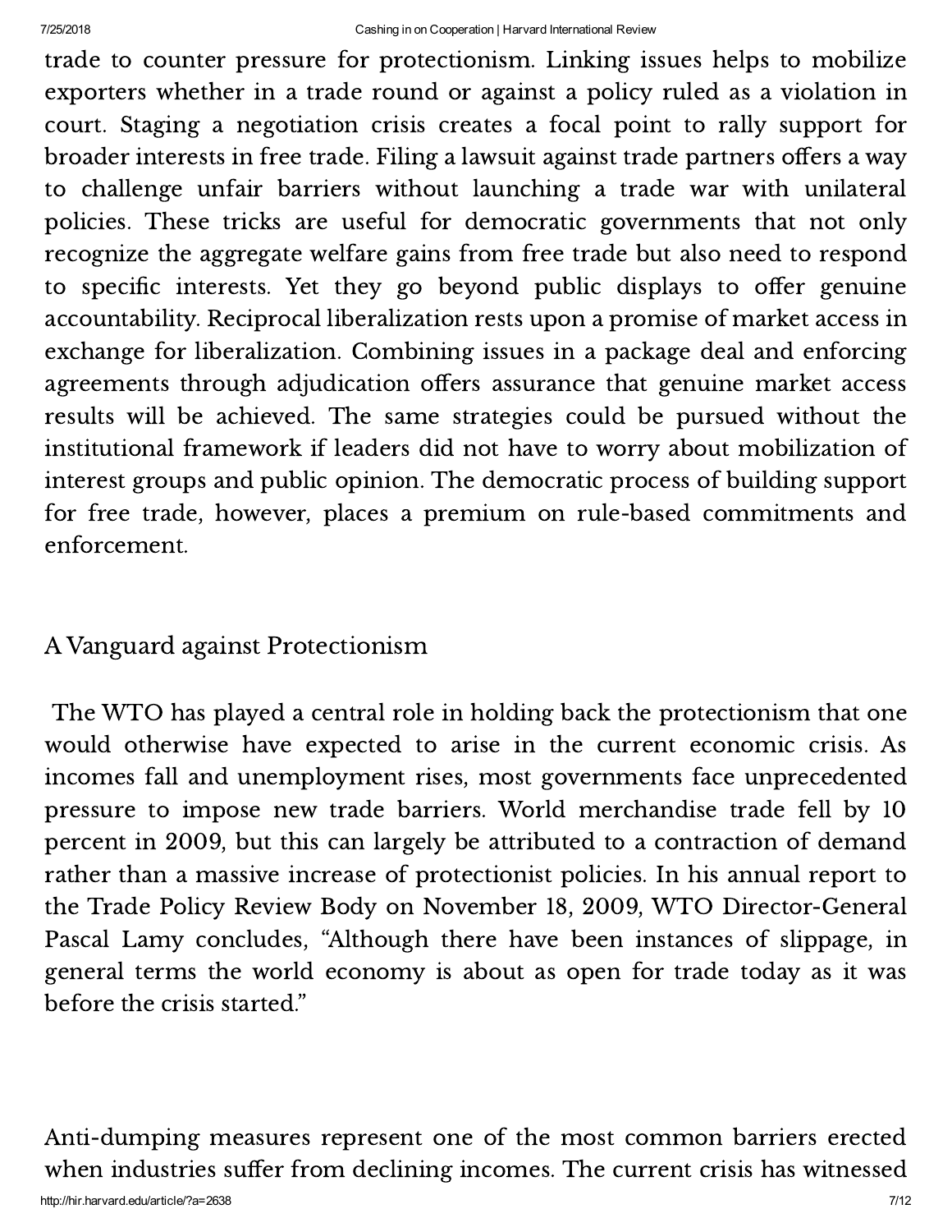trade to counter pressure for protectionism. Linking issues helps to mobilize exporters whether in a trade round or against a policy ruled as a violation in court. Staging a negotiation crisis creates a focal point to rally support for broader interests in free trade. Filing a lawsuit against trade partners offers a way to challenge unfair barriers without launching a trade war with unilateral policies. These tricks are useful for democratic governments that not only recognize the aggregate welfare gains from free trade but also need to respond to specific interests. Yet they go beyond public displays to offer genuine accountability. Reciprocal liberalization rests upon a promise of market access in exchange for liberalization. Combining issues in a package deal and enforcing agreements through adjudication offers assurance that genuine market access results will be achieved. The same strategies could be pursued without the institutional framework if leaders did not have to worry about mobilization of interest groups and public opinion. The democratic process of building support for free trade, however, places a premium on rule-based commitments and enforcement.

## A Vanguard against Protectionism

The WTO has played a central role in holding back the protectionism that one would otherwise have expected to arise in the current economic crisis. As incomes fall and unemployment rises, most governments face unprecedented pressure to impose new trade barriers. World merchandise trade fell by 10 percent in 2009, but this can largely be attributed to a contraction of demand rather than a massive increase of protectionist policies. In his annual report to the Trade Policy Review Body on November 18, 2009, WTO Director-General Pascal Lamy concludes, "Although there have been instances of slippage, in general terms the world economy is about as open for trade today as it was before the crisis started."

Anti-dumping measures represent one of the most common barriers erected when industries suffer from declining incomes. The current crisis has witnessed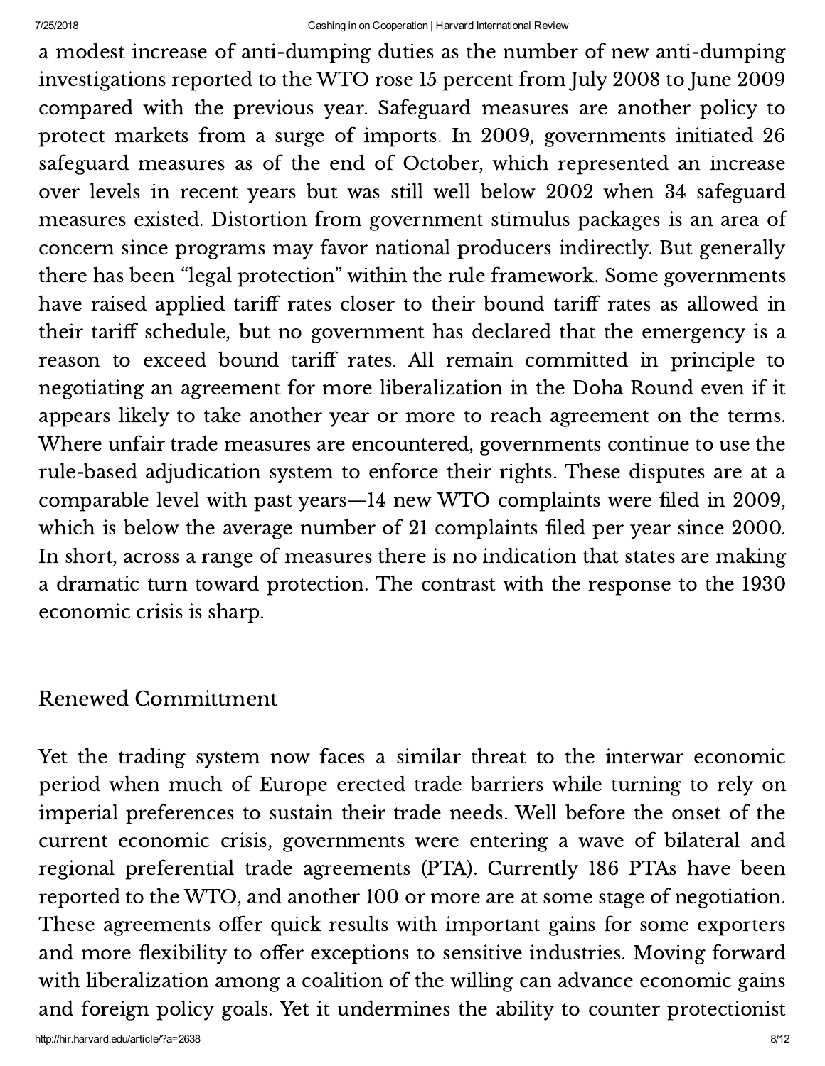a modest increase of anti-dumping duties as the number of new anti-dumping investigations reported to the WTO rose 15 percent from July 2008 to June 2009 compared with the previous year. Safeguard measures are another policy to protect markets from a surge of imports. In 2009, governments initiated 26 safeguard measures as of the end of October, which represented an increase over levels in recent years but was still well below 2002 when 34 safeguard measures existed. Distortion from government stimulus packages is an area of concern since programs may favor national producers indirectly. But generally there has been "legal protection" within the rule framework. Some governments have raised applied tariff rates closer to their bound tariff rates as allowed in their tariff schedule, but no government has declared that the emergency is a reason to exceed bound tariff rates. All remain committed in principle to negotiating an agreement for more liberalization in the Doha Round even if it appears likely to take another year or more to reach agreement on the terms. Where unfair trade measures are encountered, governments continue to use the rule-based adjudication system to enforce their rights. These disputes are at a comparable level with past years—14 new WTO complaints were filed in 2009, which is below the average number of 21 complaints filed per year since 2000. In short, across a range of measures there is no indication that states are making a dramatic turn toward protection. The contrast with the response to the 1930 economic crisis is sharp.

## Renewed Committment

Yet the trading system now faces a similar threat to the interwar economic period when much of Europe erected trade barriers while turning to rely on imperial preferences to sustain their trade needs. Well before the onset of the current economic crisis, governments were entering a wave of bilateral and regional preferential trade agreements (PTA). Currently 186 PTAs have been reported to the WTO, and another 100 or more are at some stage of negotiation. These agreements offer quick results with important gains for some exporters and more flexibility to offer exceptions to sensitive industries. Moving forward with liberalization among a coalition of the willing can advance economic gains and foreign policy goals. Yet it undermines the ability to counter protectionist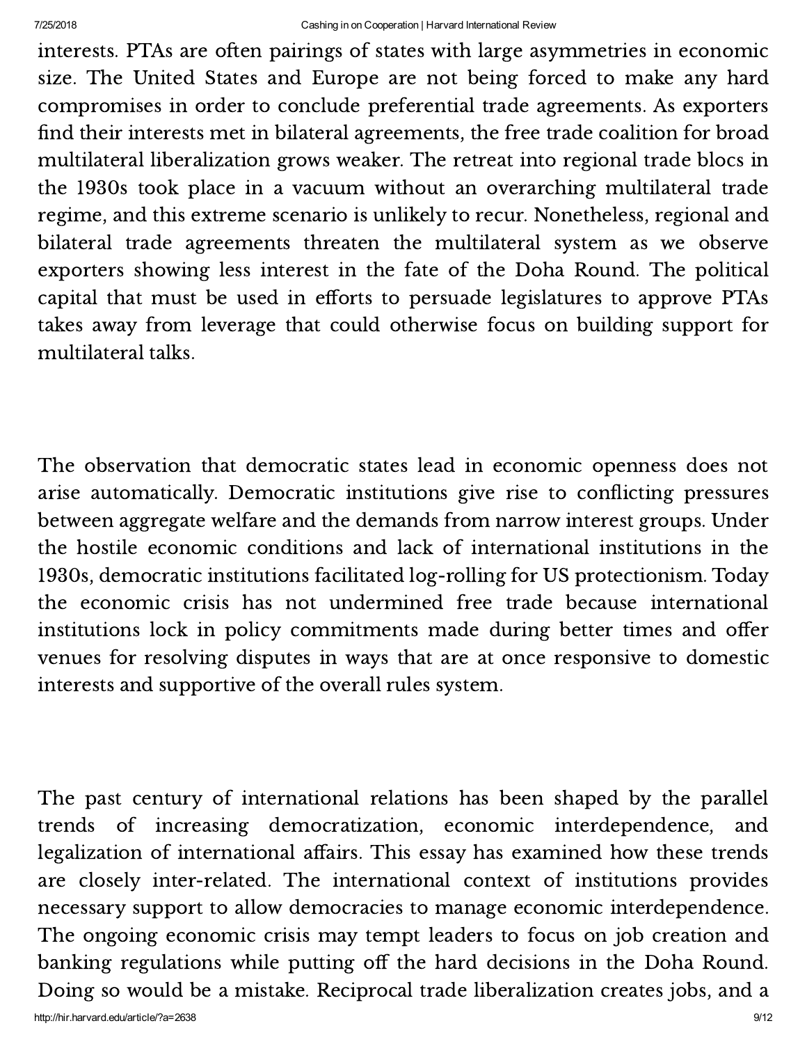interests. PTAs are often pairings of states with large asymmetries in economic size. The United States and Europe are not being forced to make any hard compromises in order to conclude preferential trade agreements. As exporters find their interests met in bilateral agreements, the free trade coalition for broad multilateral liberalization grows weaker. The retreat into regional trade blocs in the 1930s took place in a vacuum without an overarching multilateral trade regime, and this extreme scenario is unlikely to recur. Nonetheless, regional and bilateral trade agreements threaten the multilateral system as we observe exporters showing less interest in the fate of the Doha Round. The political capital that must be used in efforts to persuade legislatures to approve PTAs takes away from leverage that could otherwise focus on building support for multilateral talks.

The observation that democratic states lead in economic openness does not arise automatically. Democratic institutions give rise to conflicting pressures between aggregate welfare and the demands from narrow interest groups. Under the hostile economic conditions and lack of international institutions in the 1930s, democratic institutions facilitated log-rolling for US protectionism. Today the economic crisis has not undermined free trade because international institutions lock in policy commitments made during better times and offer venues for resolving disputes in ways that are at once responsive to domestic interests and supportive of the overall rules system.

The past century of international relations has been shaped by the parallel trends of increasing democratization, economic interdependence, and legalization of international affairs. This essay has examined how these trends are closely inter-related. The international context of institutions provides necessary support to allow democracies to manage economic interdependence. The ongoing economic crisis may tempt leaders to focus on job creation and banking regulations while putting off the hard decisions in the Doha Round. Doing so would be a mistake. Reciprocal trade liberalization creates jobs, and a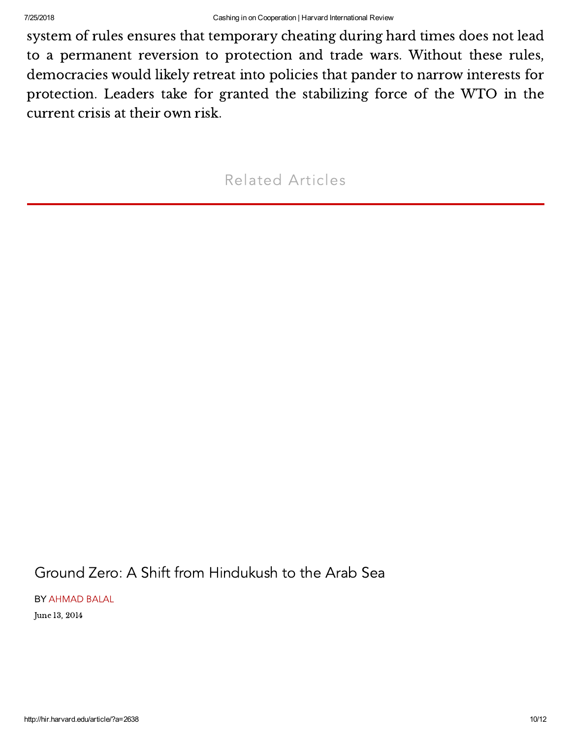system of rules ensures that temporary cheating during hard times does not lead to a permanent reversion to protection and trade wars. Without these rules, democracies would likely retreat into policies that pander to narrow interests for protection. Leaders take for granted the stabilizing force of the WTO in the current crisis at their own risk.

## Related Articles

### Ground Zero: A Shift from Hindukush to the Arab Sea

BY AHMAD BALAL

June 13, 2014